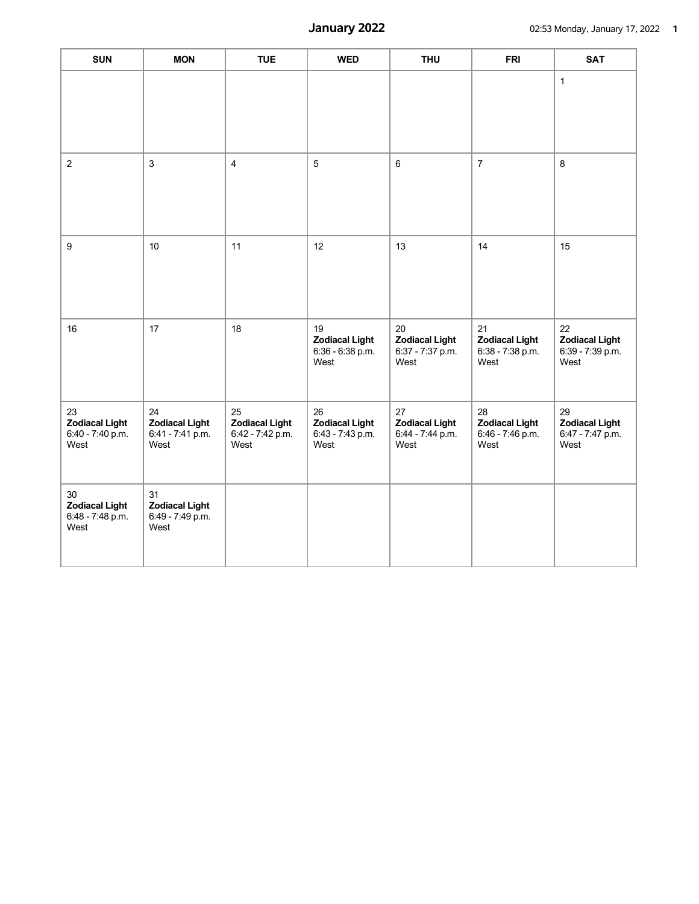# January 2022

| SUN | MON | TUE | WED | THU | FRI | SAT |
|---|---|---|---|---|---|---|
| | | | | | | 1 |
| 2 | 3 | 4 | 5 | 6 | 7 | 8 |
| 9 | 10 | 11 | 12 | 13 | 14 | 15 |
| 16 | 17 | 18 | 19 **Zodiacal Light** 6:36 - 6:38 p.m. West | 20 **Zodiacal Light** 6:37 - 7:37 p.m. West | 21 **Zodiacal Light** 6:38 - 7:38 p.m. West | 22 **Zodiacal Light** 6:39 - 7:39 p.m. West |
| 23 **Zodiacal Light** 6:40 - 7:40 p.m. West | 24 **Zodiacal Light** 6:41 - 7:41 p.m. West | 25 **Zodiacal Light** 6:42 - 7:42 p.m. West | 26 **Zodiacal Light** 6:43 - 7:43 p.m. West | 27 **Zodiacal Light** 6:44 - 7:44 p.m. West | 28 **Zodiacal Light** 6:46 - 7:46 p.m. West | 29 **Zodiacal Light** 6:47 - 7:47 p.m. West |
| 30 **Zodiacal Light** 6:48 - 7:48 p.m. West | 31 **Zodiacal Light** 6:49 - 7:49 p.m. West | | | | | |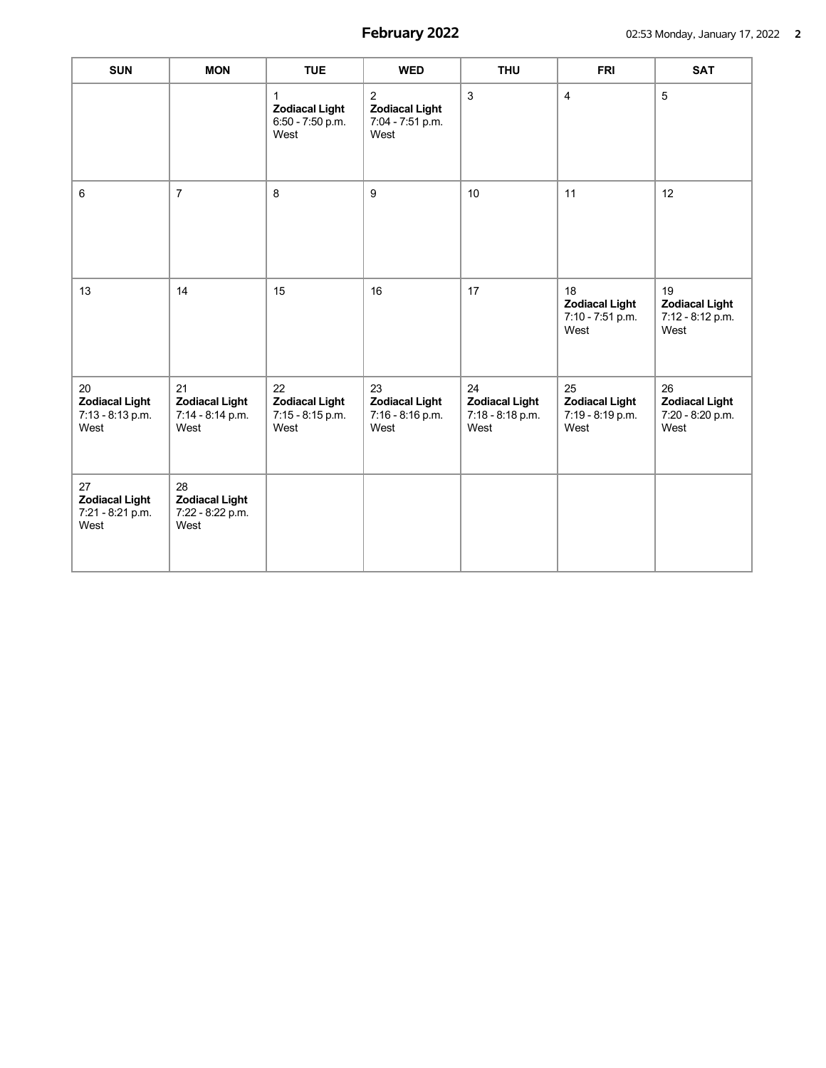# February 2022

| SUN | MON | TUE | WED | THU | FRI | SAT |
|---|---|---|---|---|---|---|
| | | 1 **Zodiacal Light** 6:50 - 7:50 p.m. West | 2 **Zodiacal Light** 7:04 - 7:51 p.m. West | 3 | 4 | 5 |
| 6 | 7 | 8 | 9 | 10 | 11 | 12 |
| 13 | 14 | 15 | 16 | 17 | 18 **Zodiacal Light** 7:10 - 7:51 p.m. West | 19 **Zodiacal Light** 7:12 - 8:12 p.m. West |
| 20 **Zodiacal Light** 7:13 - 8:13 p.m. West | 21 **Zodiacal Light** 7:14 - 8:14 p.m. West | 22 **Zodiacal Light** 7:15 - 8:15 p.m. West | 23 **Zodiacal Light** 7:16 - 8:16 p.m. West | 24 **Zodiacal Light** 7:18 - 8:18 p.m. West | 25 **Zodiacal Light** 7:19 - 8:19 p.m. West | 26 **Zodiacal Light** 7:20 - 8:20 p.m. West |
| 27 **Zodiacal Light** 7:21 - 8:21 p.m. West | 28 **Zodiacal Light** 7:22 - 8:22 p.m. West | | | | | |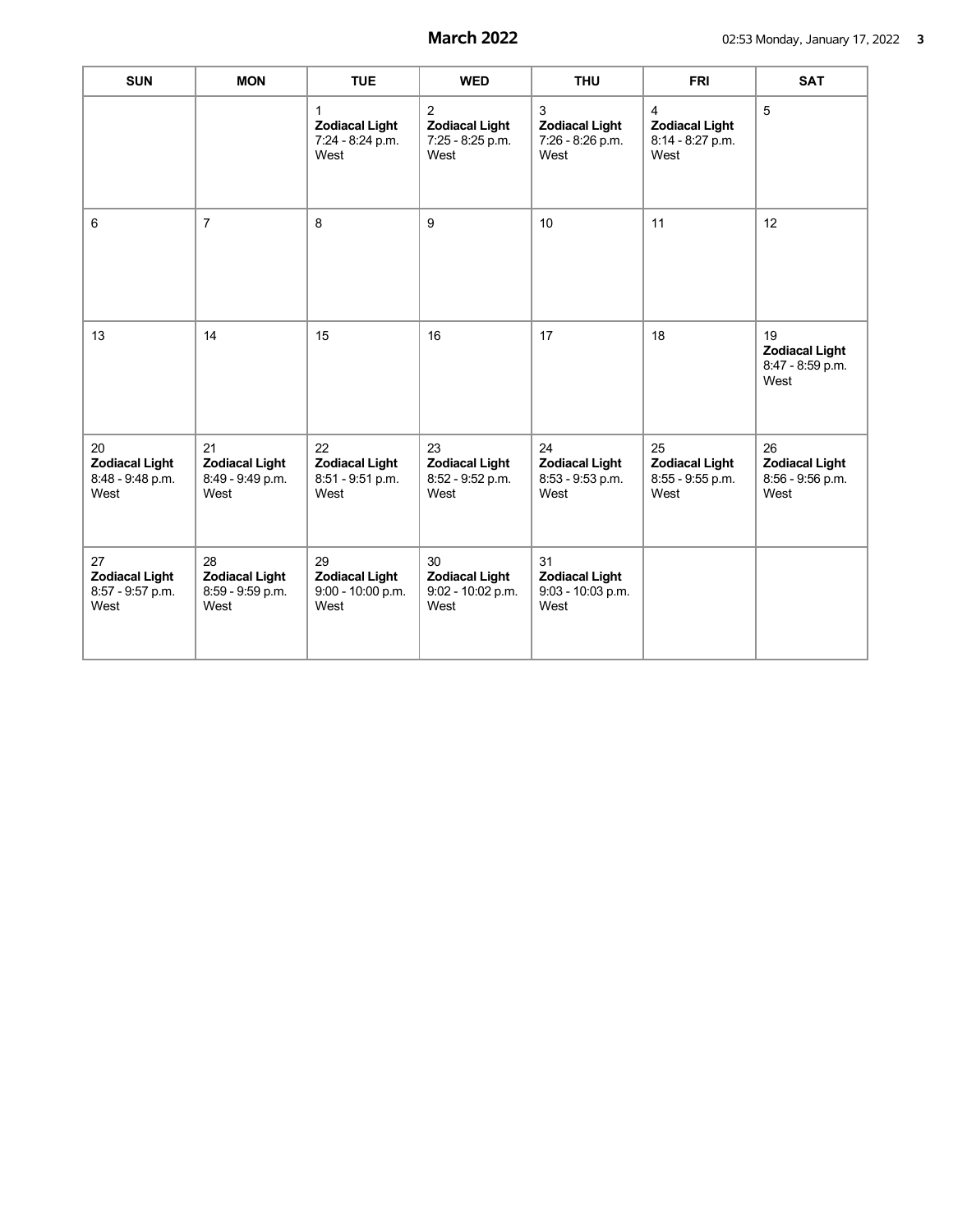# March 2022

| SUN | MON | TUE | WED | THU | FRI | SAT |
|---|---|---|---|---|---|---|
| | | 1 **Zodiacal Light** 7:24 - 8:24 p.m. West | 2 **Zodiacal Light** 7:25 - 8:25 p.m. West | 3 **Zodiacal Light** 7:26 - 8:26 p.m. West | 4 **Zodiacal Light** 8:14 - 8:27 p.m. West | 5 |
| 6 | 7 | 8 | 9 | 10 | 11 | 12 |
| 13 | 14 | 15 | 16 | 17 | 18 | 19 **Zodiacal Light** 8:47 - 8:59 p.m. West |
| 20 **Zodiacal Light** 8:48 - 9:48 p.m. West | 21 **Zodiacal Light** 8:49 - 9:49 p.m. West | 22 **Zodiacal Light** 8:51 - 9:51 p.m. West | 23 **Zodiacal Light** 8:52 - 9:52 p.m. West | 24 **Zodiacal Light** 8:53 - 9:53 p.m. West | 25 **Zodiacal Light** 8:55 - 9:55 p.m. West | 26 **Zodiacal Light** 8:56 - 9:56 p.m. West |
| 27 **Zodiacal Light** 8:57 - 9:57 p.m. West | 28 **Zodiacal Light** 8:59 - 9:59 p.m. West | 29 **Zodiacal Light** 9:00 - 10:00 p.m. West | 30 **Zodiacal Light** 9:02 - 10:02 p.m. West | 31 **Zodiacal Light** 9:03 - 10:03 p.m. West | | |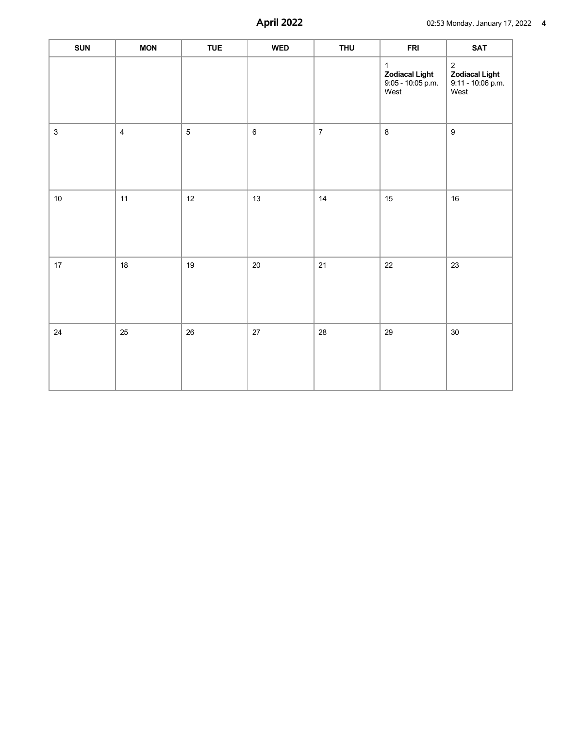# April 2022

| SUN | MON | TUE | WED | THU | FRI | SAT |
|---|---|---|---|---|---|---|
| | | | | | 1 **Zodiacal Light** 9:05 - 10:05 p.m. West | 2 **Zodiacal Light** 9:11 - 10:06 p.m. West |
| 3 | 4 | 5 | 6 | 7 | 8 | 9 |
| 10 | 11 | 12 | 13 | 14 | 15 | 16 |
| 17 | 18 | 19 | 20 | 21 | 22 | 23 |
| 24 | 25 | 26 | 27 | 28 | 29 | 30 |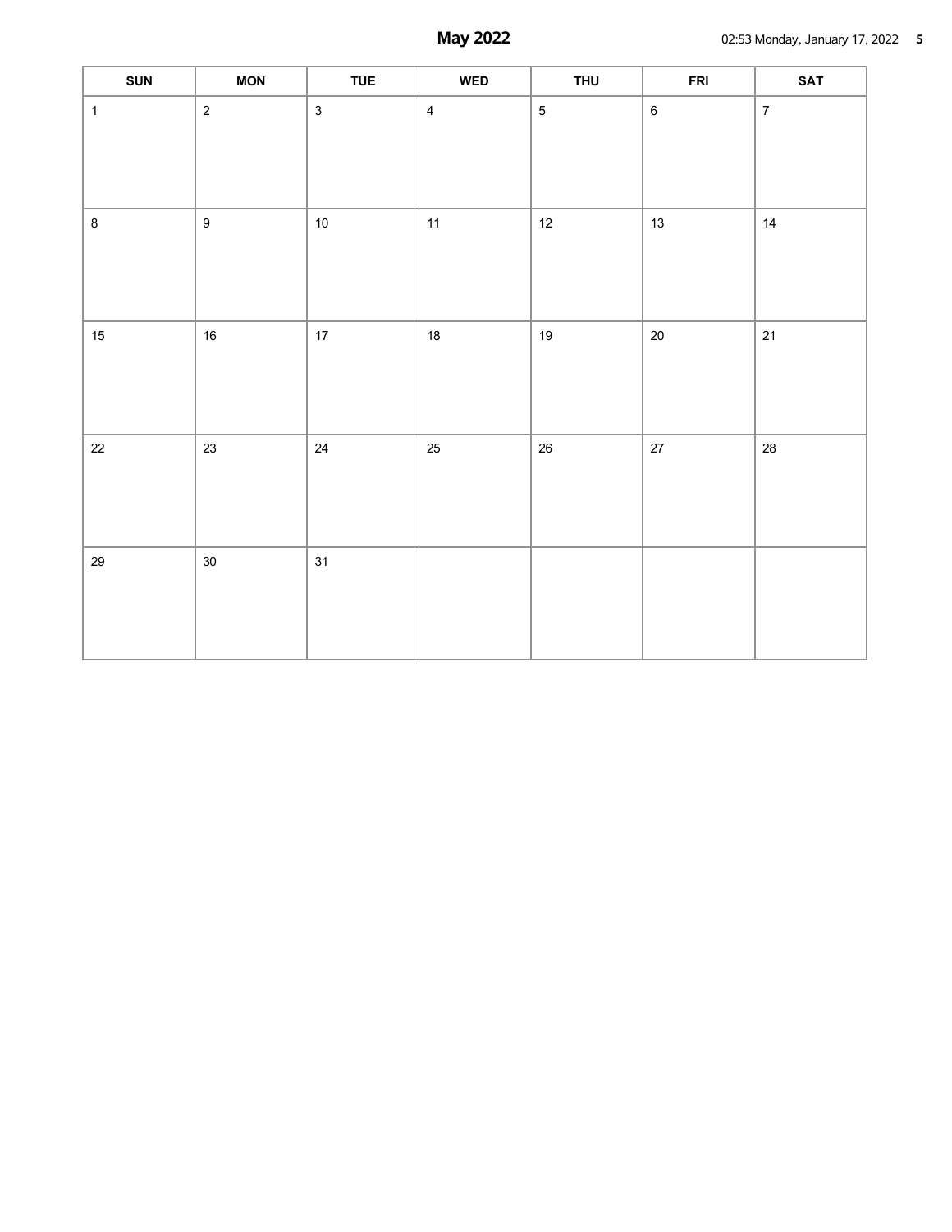# May 2022

| SUN | MON | TUE | WED | THU | FRI | SAT |
|---|---|---|---|---|---|---|
| 1 | 2 | 3 | 4 | 5 | 6 | 7 |
| 8 | 9 | 10 | 11 | 12 | 13 | 14 |
| 15 | 16 | 17 | 18 | 19 | 20 | 21 |
| 22 | 23 | 24 | 25 | 26 | 27 | 28 |
| 29 | 30 | 31 | | | | |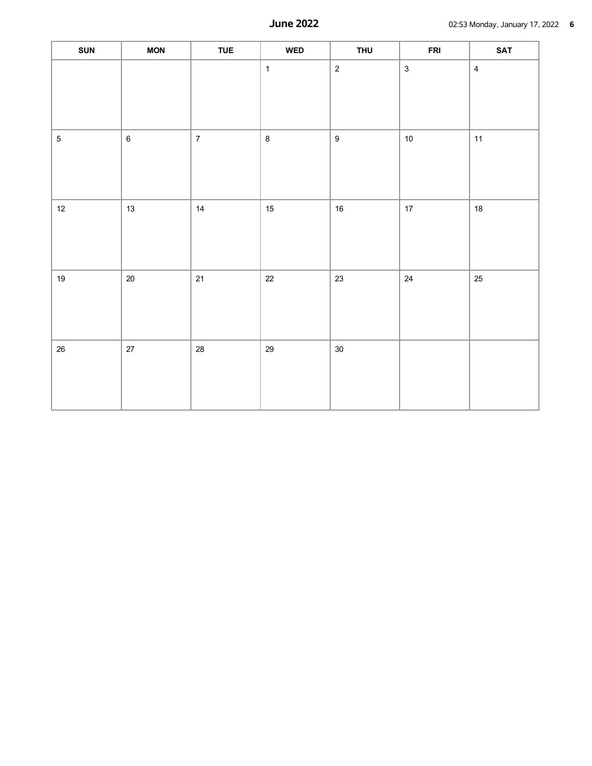# June 2022

| SUN | MON | TUE | WED | THU | FRI | SAT |
|---|---|---|---|---|---|---|
| | | | 1 | 2 | 3 | 4 |
| 5 | 6 | 7 | 8 | 9 | 10 | 11 |
| 12 | 13 | 14 | 15 | 16 | 17 | 18 |
| 19 | 20 | 21 | 22 | 23 | 24 | 25 |
| 26 | 27 | 28 | 29 | 30 | | |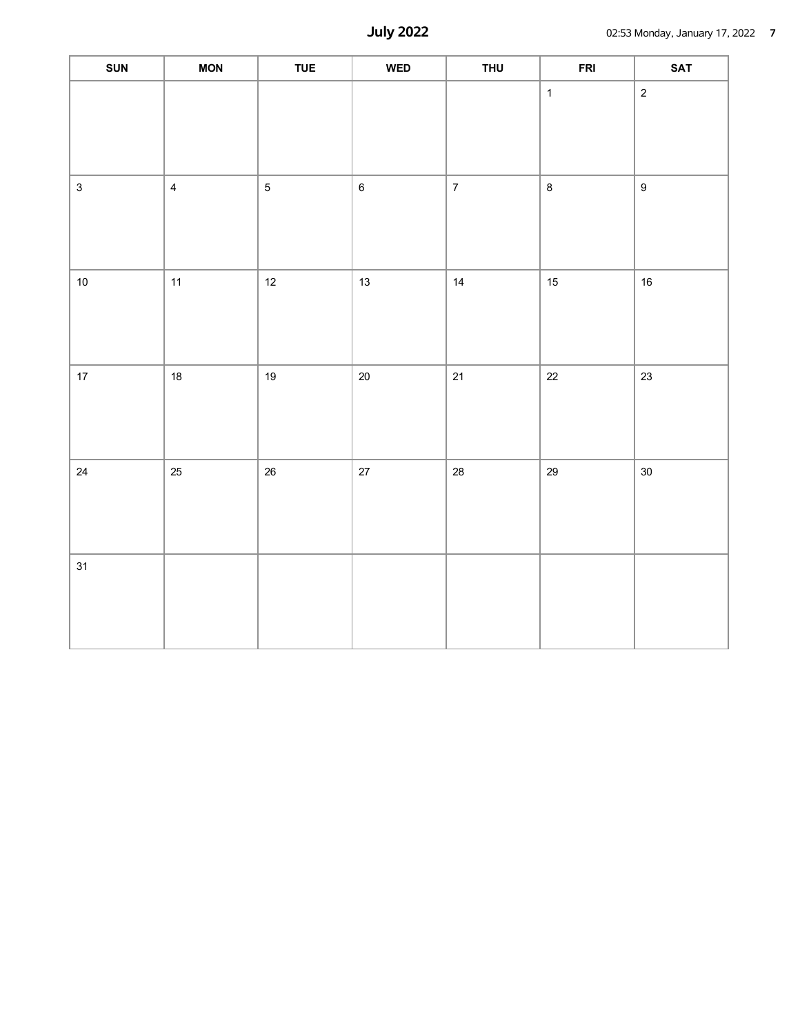# July 2022

| SUN | MON | TUE | WED | THU | FRI | SAT |
| --- | --- | --- | --- | --- | --- | --- |
| | | | | | 1 | 2 |
| 3 | 4 | 5 | 6 | 7 | 8 | 9 |
| 10 | 11 | 12 | 13 | 14 | 15 | 16 |
| 17 | 18 | 19 | 20 | 21 | 22 | 23 |
| 24 | 25 | 26 | 27 | 28 | 29 | 30 |
| 31 | | | | | | |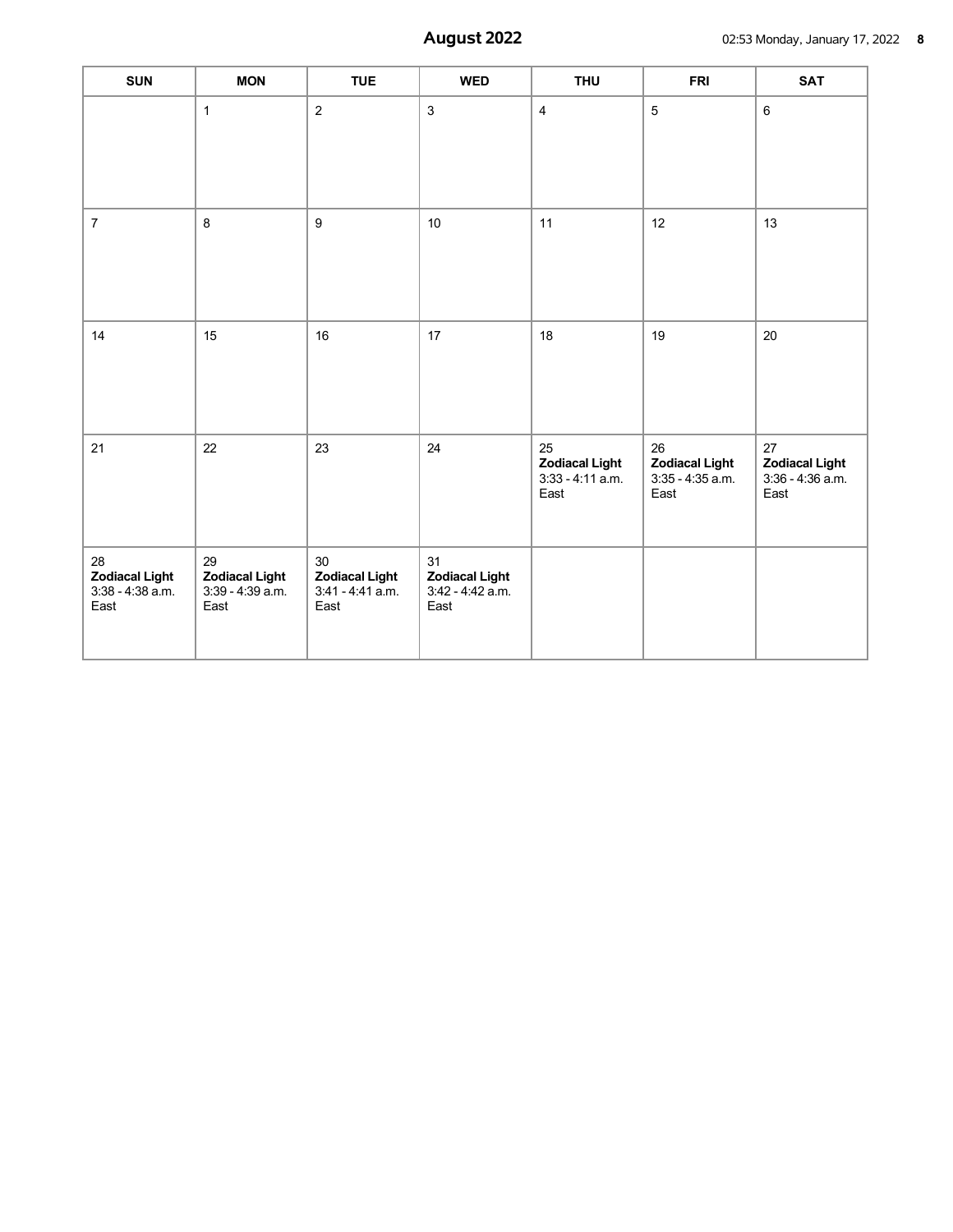# August 2022

| SUN | MON | TUE | WED | THU | FRI | SAT |
|---|---|---|---|---|---|---|
| | 1 | 2 | 3 | 4 | 5 | 6 |
| 7 | 8 | 9 | 10 | 11 | 12 | 13 |
| 14 | 15 | 16 | 17 | 18 | 19 | 20 |
| 21 | 22 | 23 | 24 | 25 **Zodiacal Light** 3:33 - 4:11 a.m. East | 26 **Zodiacal Light** 3:35 - 4:35 a.m. East | 27 **Zodiacal Light** 3:36 - 4:36 a.m. East |
| 28 **Zodiacal Light** 3:38 - 4:38 a.m. East | 29 **Zodiacal Light** 3:39 - 4:39 a.m. East | 30 **Zodiacal Light** 3:41 - 4:41 a.m. East | 31 **Zodiacal Light** 3:42 - 4:42 a.m. East | | | |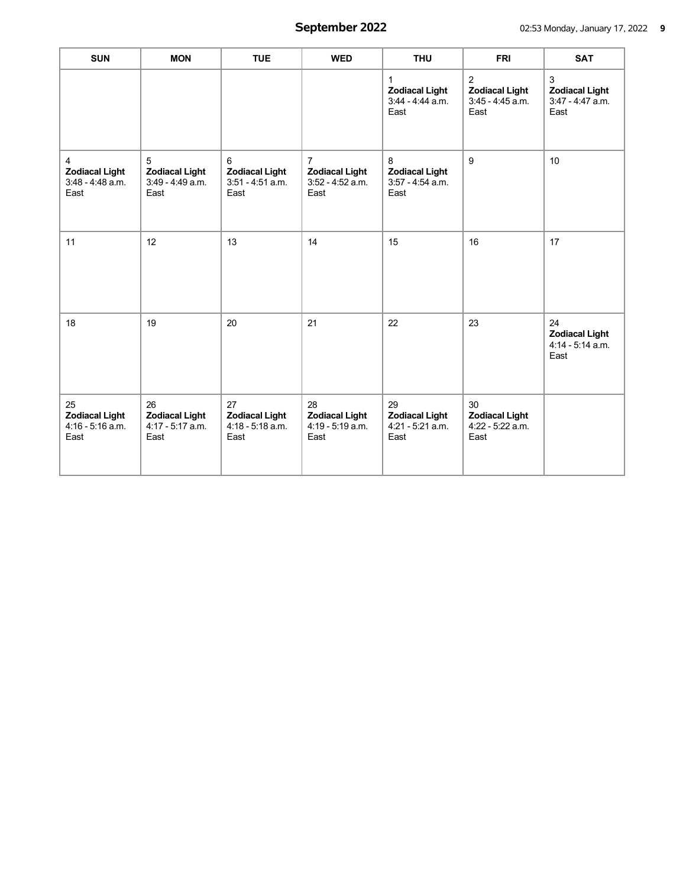# September 2022

| SUN | MON | TUE | WED | THU | FRI | SAT |
|---|---|---|---|---|---|---|
| | | | | 1 **Zodiacal Light** 3:44 - 4:44 a.m. East | 2 **Zodiacal Light** 3:45 - 4:45 a.m. East | 3 **Zodiacal Light** 3:47 - 4:47 a.m. East |
| 4 **Zodiacal Light** 3:48 - 4:48 a.m. East | 5 **Zodiacal Light** 3:49 - 4:49 a.m. East | 6 **Zodiacal Light** 3:51 - 4:51 a.m. East | 7 **Zodiacal Light** 3:52 - 4:52 a.m. East | 8 **Zodiacal Light** 3:57 - 4:54 a.m. East | 9 | 10 |
| 11 | 12 | 13 | 14 | 15 | 16 | 17 |
| 18 | 19 | 20 | 21 | 22 | 23 | 24 **Zodiacal Light** 4:14 - 5:14 a.m. East |
| 25 **Zodiacal Light** 4:16 - 5:16 a.m. East | 26 **Zodiacal Light** 4:17 - 5:17 a.m. East | 27 **Zodiacal Light** 4:18 - 5:18 a.m. East | 28 **Zodiacal Light** 4:19 - 5:19 a.m. East | 29 **Zodiacal Light** 4:21 - 5:21 a.m. East | 30 **Zodiacal Light** 4:22 - 5:22 a.m. East | |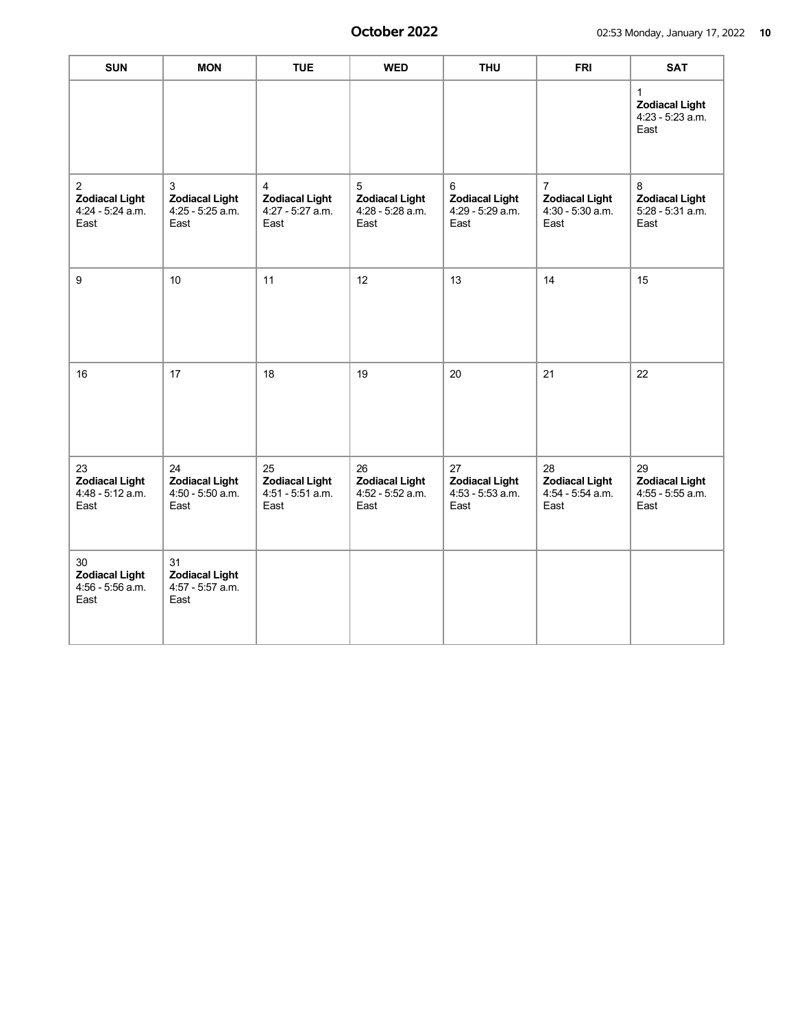# October 2022

| SUN | MON | TUE | WED | THU | FRI | SAT |
|---|---|---|---|---|---|---|
| | | | | | | 1 **Zodiacal Light** 4:23 - 5:23 a.m. East |
| 2 **Zodiacal Light** 4:24 - 5:24 a.m. East | 3 **Zodiacal Light** 4:25 - 5:25 a.m. East | 4 **Zodiacal Light** 4:27 - 5:27 a.m. East | 5 **Zodiacal Light** 4:28 - 5:28 a.m. East | 6 **Zodiacal Light** 4:29 - 5:29 a.m. East | 7 **Zodiacal Light** 4:30 - 5:30 a.m. East | 8 **Zodiacal Light** 5:28 - 5:31 a.m. East |
| 9 | 10 | 11 | 12 | 13 | 14 | 15 |
| 16 | 17 | 18 | 19 | 20 | 21 | 22 |
| 23 **Zodiacal Light** 4:48 - 5:12 a.m. East | 24 **Zodiacal Light** 4:50 - 5:50 a.m. East | 25 **Zodiacal Light** 4:51 - 5:51 a.m. East | 26 **Zodiacal Light** 4:52 - 5:52 a.m. East | 27 **Zodiacal Light** 4:53 - 5:53 a.m. East | 28 **Zodiacal Light** 4:54 - 5:54 a.m. East | 29 **Zodiacal Light** 4:55 - 5:55 a.m. East |
| 30 **Zodiacal Light** 4:56 - 5:56 a.m. East | 31 **Zodiacal Light** 4:57 - 5:57 a.m. East | | | | | |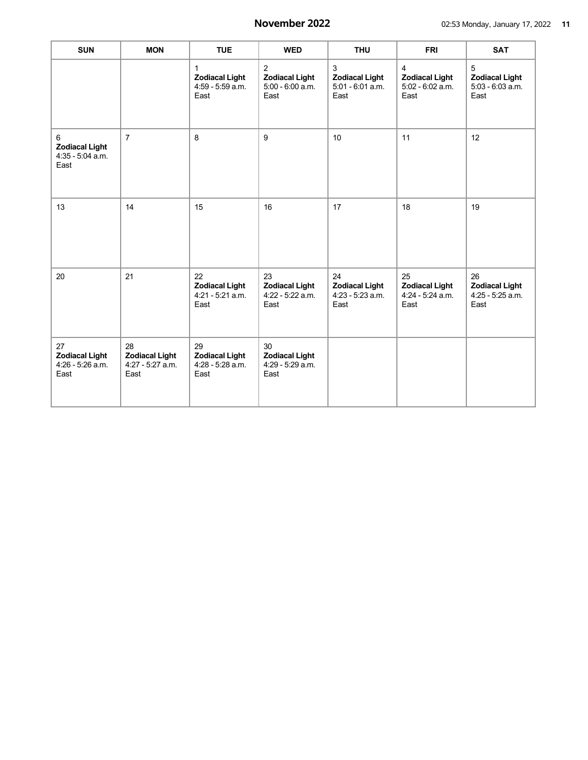# November 2022

| SUN | MON | TUE | WED | THU | FRI | SAT |
|---|---|---|---|---|---|---|
| | | 1 **Zodiacal Light** 4:59 - 5:59 a.m. East | 2 **Zodiacal Light** 5:00 - 6:00 a.m. East | 3 **Zodiacal Light** 5:01 - 6:01 a.m. East | 4 **Zodiacal Light** 5:02 - 6:02 a.m. East | 5 **Zodiacal Light** 5:03 - 6:03 a.m. East |
| 6 **Zodiacal Light** 4:35 - 5:04 a.m. East | 7 | 8 | 9 | 10 | 11 | 12 |
| 13 | 14 | 15 | 16 | 17 | 18 | 19 |
| 20 | 21 | 22 **Zodiacal Light** 4:21 - 5:21 a.m. East | 23 **Zodiacal Light** 4:22 - 5:22 a.m. East | 24 **Zodiacal Light** 4:23 - 5:23 a.m. East | 25 **Zodiacal Light** 4:24 - 5:24 a.m. East | 26 **Zodiacal Light** 4:25 - 5:25 a.m. East |
| 27 **Zodiacal Light** 4:26 - 5:26 a.m. East | 28 **Zodiacal Light** 4:27 - 5:27 a.m. East | 29 **Zodiacal Light** 4:28 - 5:28 a.m. East | 30 **Zodiacal Light** 4:29 - 5:29 a.m. East | | | |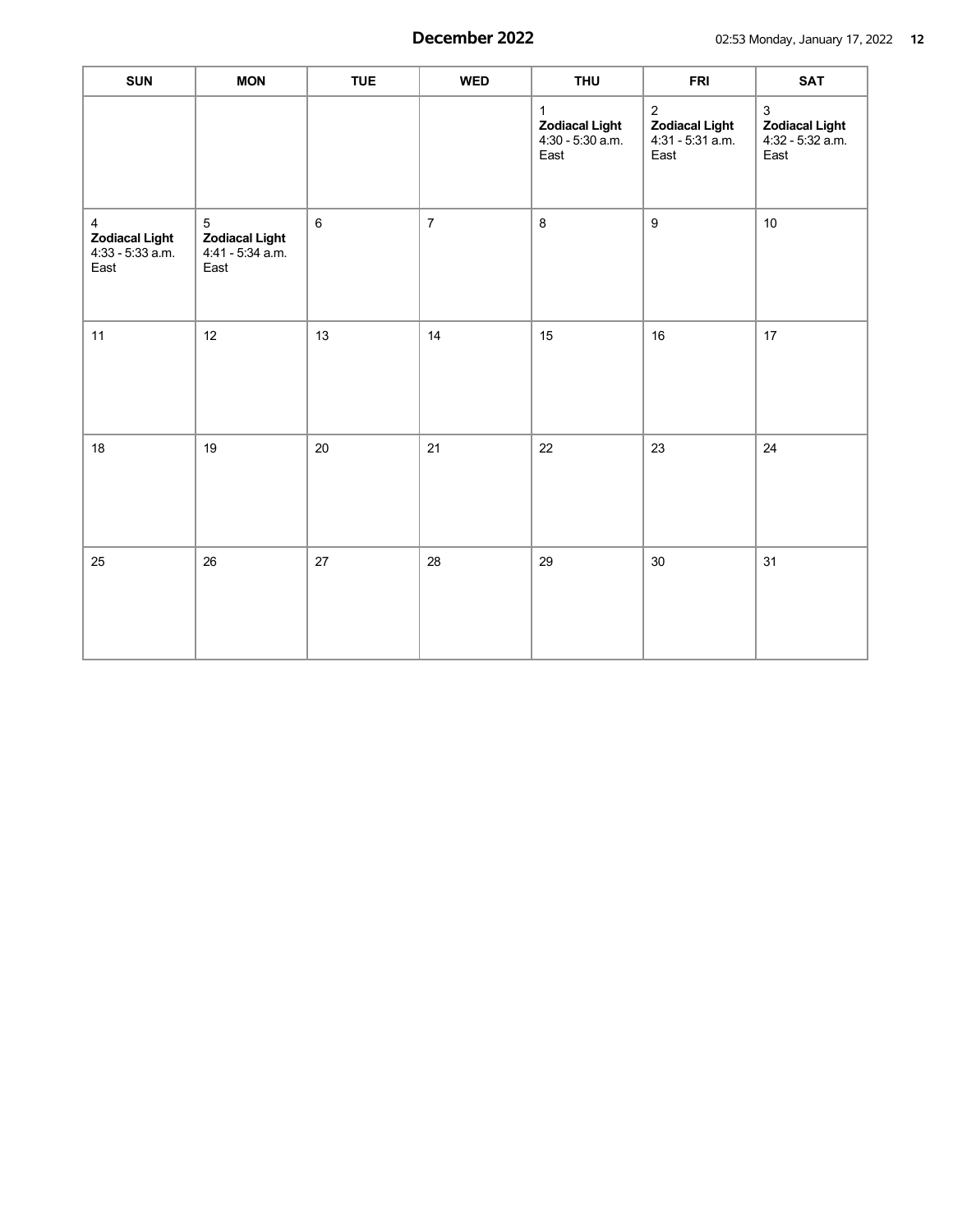# December 2022

| SUN | MON | TUE | WED | THU | FRI | SAT |
|---|---|---|---|---|---|---|
| | | | | 1 **Zodiacal Light** 4:30 - 5:30 a.m. East | 2 **Zodiacal Light** 4:31 - 5:31 a.m. East | 3 **Zodiacal Light** 4:32 - 5:32 a.m. East |
| 4 **Zodiacal Light** 4:33 - 5:33 a.m. East | 5 **Zodiacal Light** 4:41 - 5:34 a.m. East | 6 | 7 | 8 | 9 | 10 |
| 11 | 12 | 13 | 14 | 15 | 16 | 17 |
| 18 | 19 | 20 | 21 | 22 | 23 | 24 |
| 25 | 26 | 27 | 28 | 29 | 30 | 31 |